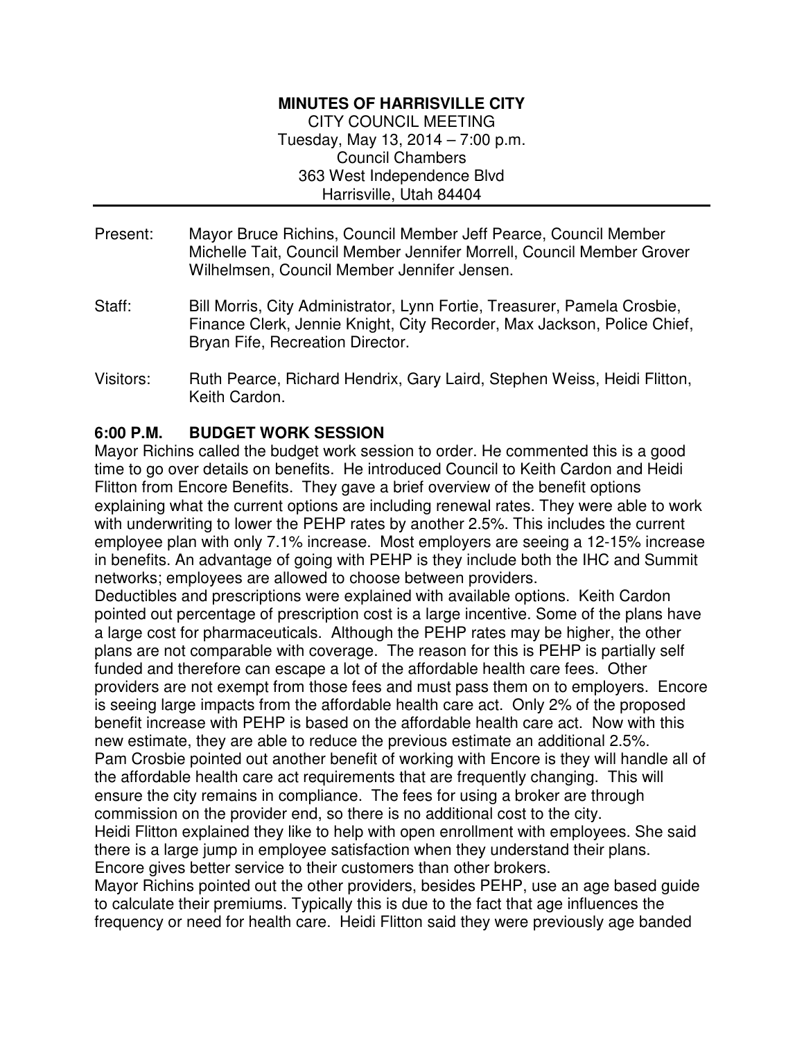**MINUTES OF HARRISVILLE CITY**

CITY COUNCIL MEETING
Tuesday, May 13, 2014 – 7:00 p.m.
Council Chambers
363 West Independence Blvd
Harrisville, Utah 84404

---

Present: Mayor Bruce Richins, Council Member Jeff Pearce, Council Member Michelle Tait, Council Member Jennifer Morrell, Council Member Grover Wilhelmsen, Council Member Jennifer Jensen.

Staff: Bill Morris, City Administrator, Lynn Fortie, Treasurer, Pamela Crosbie, Finance Clerk, Jennie Knight, City Recorder, Max Jackson, Police Chief, Bryan Fife, Recreation Director.

Visitors: Ruth Pearce, Richard Hendrix, Gary Laird, Stephen Weiss, Heidi Flitton, Keith Cardon.

**6:00 P.M. BUDGET WORK SESSION**

Mayor Richins called the budget work session to order. He commented this is a good time to go over details on benefits. He introduced Council to Keith Cardon and Heidi Flitton from Encore Benefits. They gave a brief overview of the benefit options explaining what the current options are including renewal rates. They were able to work with underwriting to lower the PEHP rates by another 2.5%. This includes the current employee plan with only 7.1% increase. Most employers are seeing a 12-15% increase in benefits. An advantage of going with PEHP is they include both the IHC and Summit networks; employees are allowed to choose between providers.

Deductibles and prescriptions were explained with available options. Keith Cardon pointed out percentage of prescription cost is a large incentive. Some of the plans have a large cost for pharmaceuticals. Although the PEHP rates may be higher, the other plans are not comparable with coverage. The reason for this is PEHP is partially self funded and therefore can escape a lot of the affordable health care fees. Other providers are not exempt from those fees and must pass them on to employers. Encore is seeing large impacts from the affordable health care act. Only 2% of the proposed benefit increase with PEHP is based on the affordable health care act. Now with this new estimate, they are able to reduce the previous estimate an additional 2.5%.

Pam Crosbie pointed out another benefit of working with Encore is they will handle all of the affordable health care act requirements that are frequently changing. This will ensure the city remains in compliance. The fees for using a broker are through commission on the provider end, so there is no additional cost to the city.

Heidi Flitton explained they like to help with open enrollment with employees. She said there is a large jump in employee satisfaction when they understand their plans. Encore gives better service to their customers than other brokers.

Mayor Richins pointed out the other providers, besides PEHP, use an age based guide to calculate their premiums. Typically this is due to the fact that age influences the frequency or need for health care. Heidi Flitton said they were previously age banded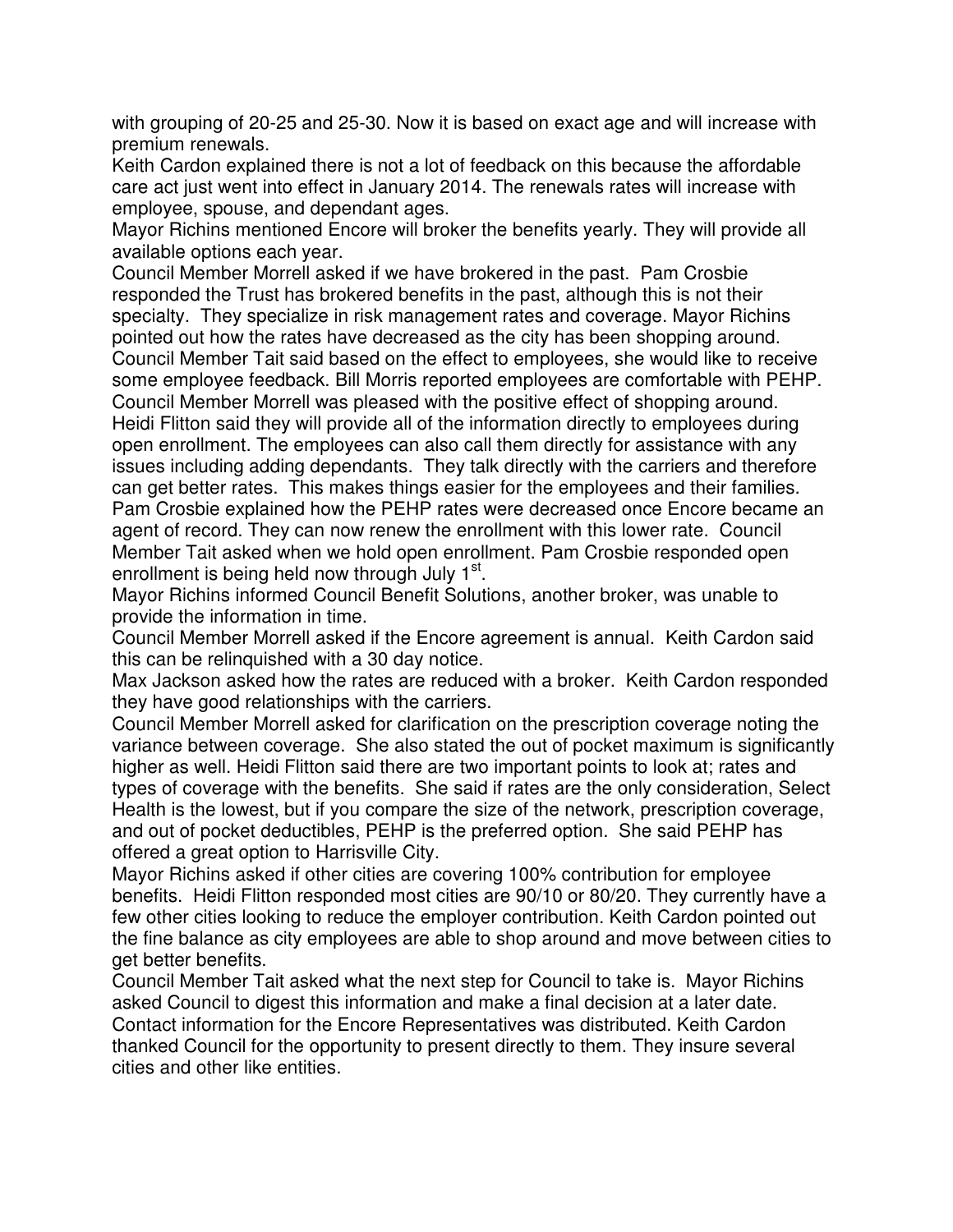with grouping of 20-25 and 25-30. Now it is based on exact age and will increase with premium renewals.

Keith Cardon explained there is not a lot of feedback on this because the affordable care act just went into effect in January 2014. The renewals rates will increase with employee, spouse, and dependant ages.

Mayor Richins mentioned Encore will broker the benefits yearly. They will provide all available options each year.

Council Member Morrell asked if we have brokered in the past. Pam Crosbie responded the Trust has brokered benefits in the past, although this is not their specialty. They specialize in risk management rates and coverage. Mayor Richins pointed out how the rates have decreased as the city has been shopping around.

Council Member Tait said based on the effect to employees, she would like to receive some employee feedback. Bill Morris reported employees are comfortable with PEHP.

Council Member Morrell was pleased with the positive effect of shopping around.

Heidi Flitton said they will provide all of the information directly to employees during open enrollment. The employees can also call them directly for assistance with any issues including adding dependants. They talk directly with the carriers and therefore can get better rates. This makes things easier for the employees and their families.

Pam Crosbie explained how the PEHP rates were decreased once Encore became an agent of record. They can now renew the enrollment with this lower rate. Council Member Tait asked when we hold open enrollment. Pam Crosbie responded open enrollment is being held now through July 1st.

Mayor Richins informed Council Benefit Solutions, another broker, was unable to provide the information in time.

Council Member Morrell asked if the Encore agreement is annual. Keith Cardon said this can be relinquished with a 30 day notice.

Max Jackson asked how the rates are reduced with a broker. Keith Cardon responded they have good relationships with the carriers.

Council Member Morrell asked for clarification on the prescription coverage noting the variance between coverage. She also stated the out of pocket maximum is significantly higher as well. Heidi Flitton said there are two important points to look at; rates and types of coverage with the benefits. She said if rates are the only consideration, Select Health is the lowest, but if you compare the size of the network, prescription coverage, and out of pocket deductibles, PEHP is the preferred option. She said PEHP has offered a great option to Harrisville City.

Mayor Richins asked if other cities are covering 100% contribution for employee benefits. Heidi Flitton responded most cities are 90/10 or 80/20. They currently have a few other cities looking to reduce the employer contribution. Keith Cardon pointed out the fine balance as city employees are able to shop around and move between cities to get better benefits.

Council Member Tait asked what the next step for Council to take is. Mayor Richins asked Council to digest this information and make a final decision at a later date.

Contact information for the Encore Representatives was distributed. Keith Cardon thanked Council for the opportunity to present directly to them. They insure several cities and other like entities.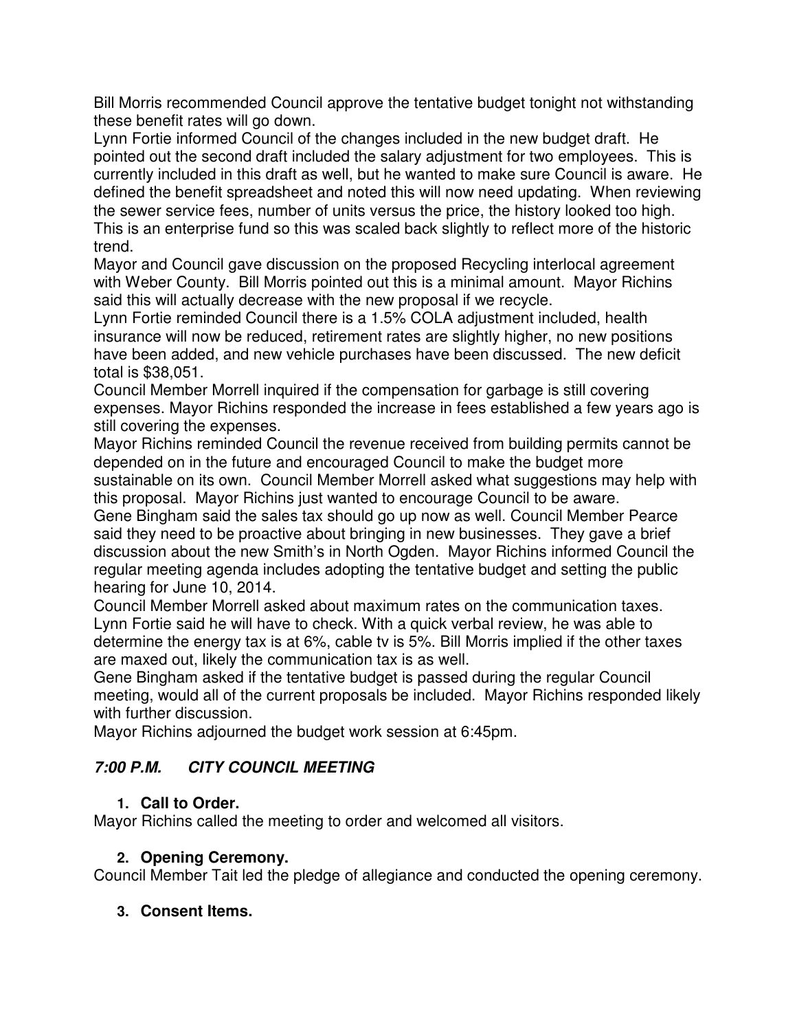Bill Morris recommended Council approve the tentative budget tonight not withstanding these benefit rates will go down.

Lynn Fortie informed Council of the changes included in the new budget draft. He pointed out the second draft included the salary adjustment for two employees. This is currently included in this draft as well, but he wanted to make sure Council is aware. He defined the benefit spreadsheet and noted this will now need updating. When reviewing the sewer service fees, number of units versus the price, the history looked too high. This is an enterprise fund so this was scaled back slightly to reflect more of the historic trend.

Mayor and Council gave discussion on the proposed Recycling interlocal agreement with Weber County. Bill Morris pointed out this is a minimal amount. Mayor Richins said this will actually decrease with the new proposal if we recycle.

Lynn Fortie reminded Council there is a 1.5% COLA adjustment included, health insurance will now be reduced, retirement rates are slightly higher, no new positions have been added, and new vehicle purchases have been discussed. The new deficit total is $38,051.

Council Member Morrell inquired if the compensation for garbage is still covering expenses. Mayor Richins responded the increase in fees established a few years ago is still covering the expenses.

Mayor Richins reminded Council the revenue received from building permits cannot be depended on in the future and encouraged Council to make the budget more sustainable on its own. Council Member Morrell asked what suggestions may help with this proposal. Mayor Richins just wanted to encourage Council to be aware.

Gene Bingham said the sales tax should go up now as well. Council Member Pearce said they need to be proactive about bringing in new businesses. They gave a brief discussion about the new Smith's in North Ogden. Mayor Richins informed Council the regular meeting agenda includes adopting the tentative budget and setting the public hearing for June 10, 2014.

Council Member Morrell asked about maximum rates on the communication taxes. Lynn Fortie said he will have to check. With a quick verbal review, he was able to determine the energy tax is at 6%, cable tv is 5%. Bill Morris implied if the other taxes are maxed out, likely the communication tax is as well.

Gene Bingham asked if the tentative budget is passed during the regular Council meeting, would all of the current proposals be included. Mayor Richins responded likely with further discussion.

Mayor Richins adjourned the budget work session at 6:45pm.

## *7:00 P.M. CITY COUNCIL MEETING*

### 1. Call to Order.

Mayor Richins called the meeting to order and welcomed all visitors.

### 2. Opening Ceremony.

Council Member Tait led the pledge of allegiance and conducted the opening ceremony.

### 3. Consent Items.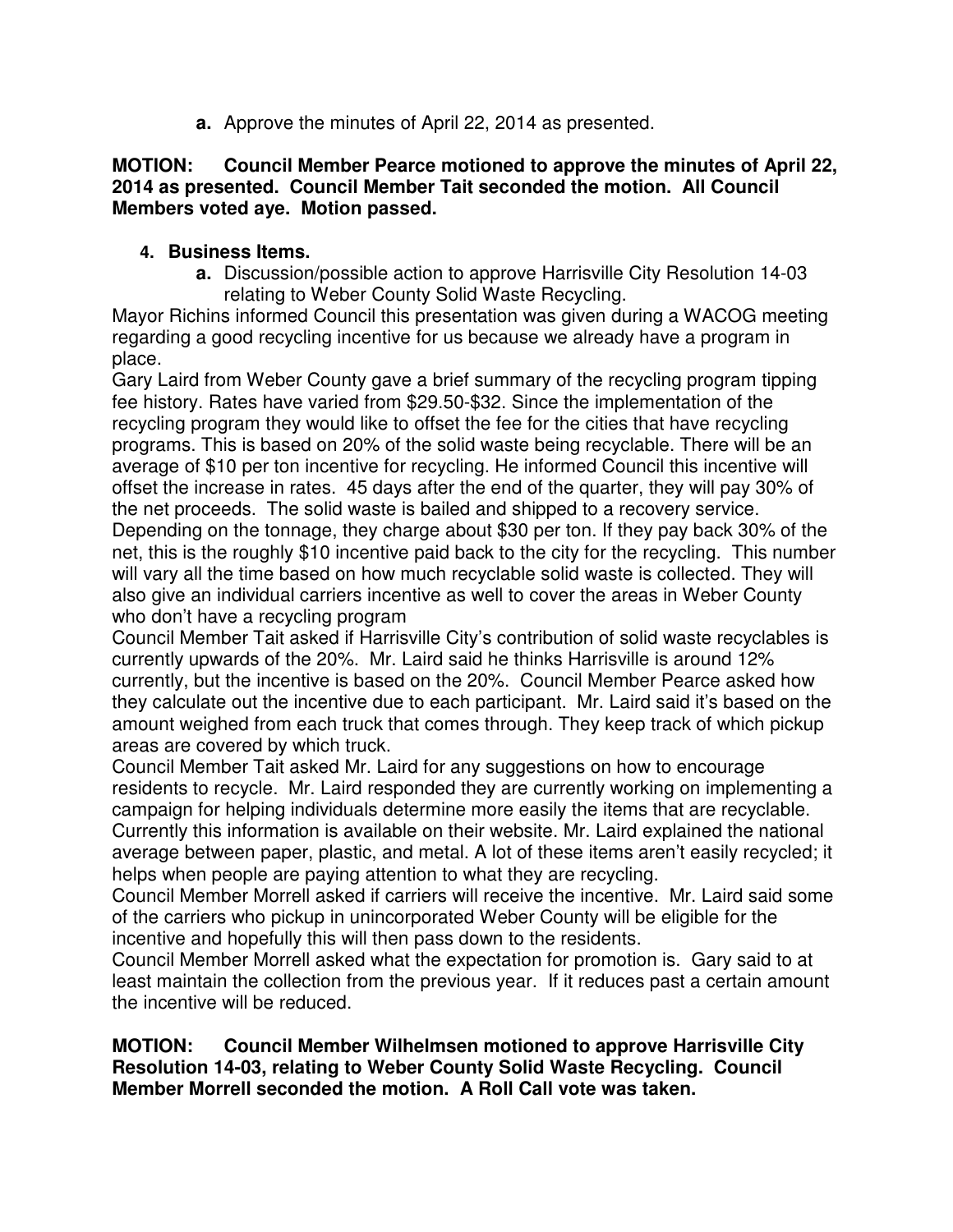**a.** Approve the minutes of April 22, 2014 as presented.

**MOTION: Council Member Pearce motioned to approve the minutes of April 22, 2014 as presented. Council Member Tait seconded the motion. All Council Members voted aye. Motion passed.**

4. **Business Items.**

   **a.** Discussion/possible action to approve Harrisville City Resolution 14-03 relating to Weber County Solid Waste Recycling.

Mayor Richins informed Council this presentation was given during a WACOG meeting regarding a good recycling incentive for us because we already have a program in place.

Gary Laird from Weber County gave a brief summary of the recycling program tipping fee history. Rates have varied from $29.50-$32. Since the implementation of the recycling program they would like to offset the fee for the cities that have recycling programs. This is based on 20% of the solid waste being recyclable. There will be an average of $10 per ton incentive for recycling. He informed Council this incentive will offset the increase in rates. 45 days after the end of the quarter, they will pay 30% of the net proceeds. The solid waste is bailed and shipped to a recovery service. Depending on the tonnage, they charge about $30 per ton. If they pay back 30% of the net, this is the roughly $10 incentive paid back to the city for the recycling. This number will vary all the time based on how much recyclable solid waste is collected. They will also give an individual carriers incentive as well to cover the areas in Weber County who don't have a recycling program

Council Member Tait asked if Harrisville City's contribution of solid waste recyclables is currently upwards of the 20%. Mr. Laird said he thinks Harrisville is around 12% currently, but the incentive is based on the 20%. Council Member Pearce asked how they calculate out the incentive due to each participant. Mr. Laird said it's based on the amount weighed from each truck that comes through. They keep track of which pickup areas are covered by which truck.

Council Member Tait asked Mr. Laird for any suggestions on how to encourage residents to recycle. Mr. Laird responded they are currently working on implementing a campaign for helping individuals determine more easily the items that are recyclable. Currently this information is available on their website. Mr. Laird explained the national average between paper, plastic, and metal. A lot of these items aren't easily recycled; it helps when people are paying attention to what they are recycling.

Council Member Morrell asked if carriers will receive the incentive. Mr. Laird said some of the carriers who pickup in unincorporated Weber County will be eligible for the incentive and hopefully this will then pass down to the residents.

Council Member Morrell asked what the expectation for promotion is. Gary said to at least maintain the collection from the previous year. If it reduces past a certain amount the incentive will be reduced.

**MOTION: Council Member Wilhelmsen motioned to approve Harrisville City Resolution 14-03, relating to Weber County Solid Waste Recycling. Council Member Morrell seconded the motion. A Roll Call vote was taken.**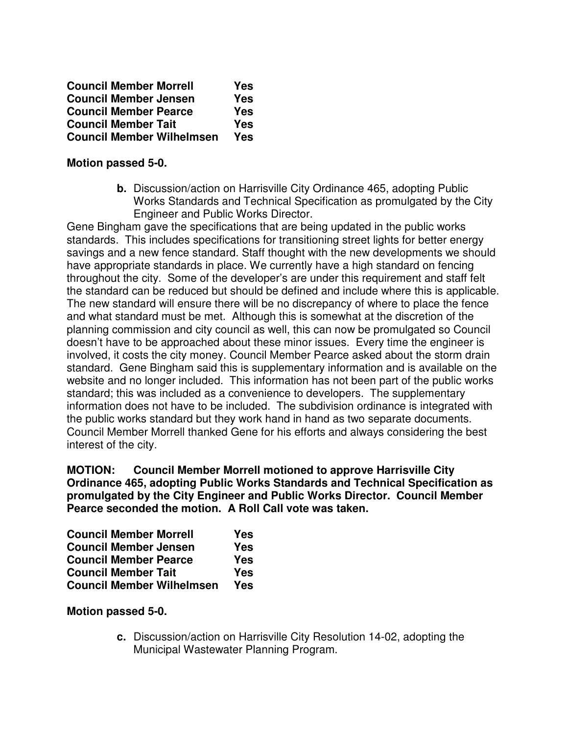| | |
|---|---|
| **Council Member Morrell** | **Yes** |
| **Council Member Jensen** | **Yes** |
| **Council Member Pearce** | **Yes** |
| **Council Member Tait** | **Yes** |
| **Council Member Wilhelmsen** | **Yes** |

**Motion passed 5-0.**

**b.** Discussion/action on Harrisville City Ordinance 465, adopting Public Works Standards and Technical Specification as promulgated by the City Engineer and Public Works Director.

Gene Bingham gave the specifications that are being updated in the public works standards. This includes specifications for transitioning street lights for better energy savings and a new fence standard. Staff thought with the new developments we should have appropriate standards in place. We currently have a high standard on fencing throughout the city. Some of the developer's are under this requirement and staff felt the standard can be reduced but should be defined and include where this is applicable. The new standard will ensure there will be no discrepancy of where to place the fence and what standard must be met. Although this is somewhat at the discretion of the planning commission and city council as well, this can now be promulgated so Council doesn't have to be approached about these minor issues. Every time the engineer is involved, it costs the city money. Council Member Pearce asked about the storm drain standard. Gene Bingham said this is supplementary information and is available on the website and no longer included. This information has not been part of the public works standard; this was included as a convenience to developers. The supplementary information does not have to be included. The subdivision ordinance is integrated with the public works standard but they work hand in hand as two separate documents. Council Member Morrell thanked Gene for his efforts and always considering the best interest of the city.

**MOTION: Council Member Morrell motioned to approve Harrisville City Ordinance 465, adopting Public Works Standards and Technical Specification as promulgated by the City Engineer and Public Works Director. Council Member Pearce seconded the motion. A Roll Call vote was taken.**

| | |
|---|---|
| **Council Member Morrell** | **Yes** |
| **Council Member Jensen** | **Yes** |
| **Council Member Pearce** | **Yes** |
| **Council Member Tait** | **Yes** |
| **Council Member Wilhelmsen** | **Yes** |

**Motion passed 5-0.**

**c.** Discussion/action on Harrisville City Resolution 14-02, adopting the Municipal Wastewater Planning Program.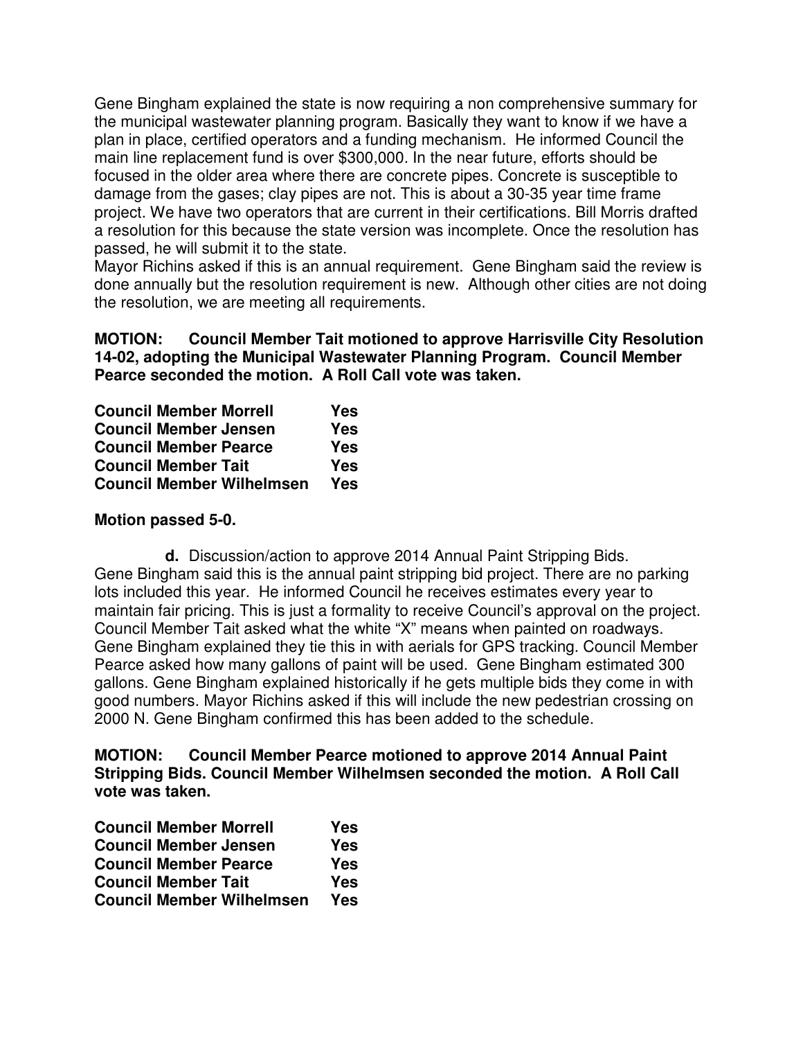Gene Bingham explained the state is now requiring a non comprehensive summary for the municipal wastewater planning program. Basically they want to know if we have a plan in place, certified operators and a funding mechanism. He informed Council the main line replacement fund is over $300,000. In the near future, efforts should be focused in the older area where there are concrete pipes. Concrete is susceptible to damage from the gases; clay pipes are not. This is about a 30-35 year time frame project. We have two operators that are current in their certifications. Bill Morris drafted a resolution for this because the state version was incomplete. Once the resolution has passed, he will submit it to the state.
Mayor Richins asked if this is an annual requirement. Gene Bingham said the review is done annually but the resolution requirement is new. Although other cities are not doing the resolution, we are meeting all requirements.

**MOTION: Council Member Tait motioned to approve Harrisville City Resolution 14-02, adopting the Municipal Wastewater Planning Program. Council Member Pearce seconded the motion. A Roll Call vote was taken.**

| | |
|---|---|
| **Council Member Morrell** | **Yes** |
| **Council Member Jensen** | **Yes** |
| **Council Member Pearce** | **Yes** |
| **Council Member Tait** | **Yes** |
| **Council Member Wilhelmsen** | **Yes** |

**Motion passed 5-0.**

**d.** Discussion/action to approve 2014 Annual Paint Stripping Bids.
Gene Bingham said this is the annual paint stripping bid project. There are no parking lots included this year. He informed Council he receives estimates every year to maintain fair pricing. This is just a formality to receive Council's approval on the project. Council Member Tait asked what the white "X" means when painted on roadways. Gene Bingham explained they tie this in with aerials for GPS tracking. Council Member Pearce asked how many gallons of paint will be used. Gene Bingham estimated 300 gallons. Gene Bingham explained historically if he gets multiple bids they come in with good numbers. Mayor Richins asked if this will include the new pedestrian crossing on 2000 N. Gene Bingham confirmed this has been added to the schedule.

**MOTION: Council Member Pearce motioned to approve 2014 Annual Paint Stripping Bids. Council Member Wilhelmsen seconded the motion. A Roll Call vote was taken.**

| | |
|---|---|
| **Council Member Morrell** | **Yes** |
| **Council Member Jensen** | **Yes** |
| **Council Member Pearce** | **Yes** |
| **Council Member Tait** | **Yes** |
| **Council Member Wilhelmsen** | **Yes** |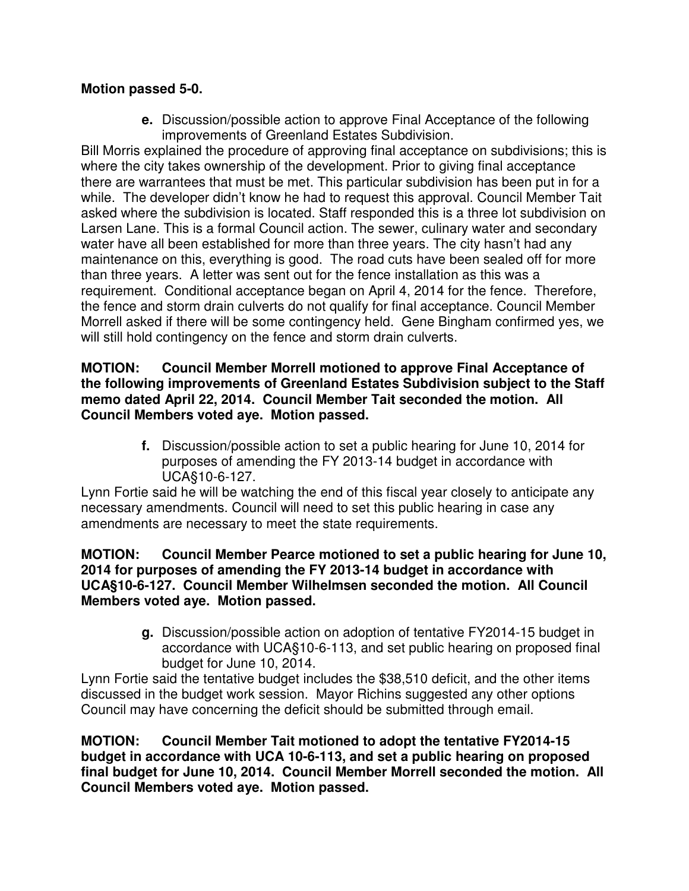**Motion passed 5-0.**

**e.** Discussion/possible action to approve Final Acceptance of the following improvements of Greenland Estates Subdivision.

Bill Morris explained the procedure of approving final acceptance on subdivisions; this is where the city takes ownership of the development. Prior to giving final acceptance there are warrantees that must be met. This particular subdivision has been put in for a while. The developer didn't know he had to request this approval. Council Member Tait asked where the subdivision is located. Staff responded this is a three lot subdivision on Larsen Lane. This is a formal Council action. The sewer, culinary water and secondary water have all been established for more than three years. The city hasn't had any maintenance on this, everything is good. The road cuts have been sealed off for more than three years. A letter was sent out for the fence installation as this was a requirement. Conditional acceptance began on April 4, 2014 for the fence. Therefore, the fence and storm drain culverts do not qualify for final acceptance. Council Member Morrell asked if there will be some contingency held. Gene Bingham confirmed yes, we will still hold contingency on the fence and storm drain culverts.

**MOTION: Council Member Morrell motioned to approve Final Acceptance of the following improvements of Greenland Estates Subdivision subject to the Staff memo dated April 22, 2014. Council Member Tait seconded the motion. All Council Members voted aye. Motion passed.**

**f.** Discussion/possible action to set a public hearing for June 10, 2014 for purposes of amending the FY 2013-14 budget in accordance with UCA§10-6-127.

Lynn Fortie said he will be watching the end of this fiscal year closely to anticipate any necessary amendments. Council will need to set this public hearing in case any amendments are necessary to meet the state requirements.

**MOTION: Council Member Pearce motioned to set a public hearing for June 10, 2014 for purposes of amending the FY 2013-14 budget in accordance with UCA§10-6-127. Council Member Wilhelmsen seconded the motion. All Council Members voted aye. Motion passed.**

**g.** Discussion/possible action on adoption of tentative FY2014-15 budget in accordance with UCA§10-6-113, and set public hearing on proposed final budget for June 10, 2014.

Lynn Fortie said the tentative budget includes the $38,510 deficit, and the other items discussed in the budget work session. Mayor Richins suggested any other options Council may have concerning the deficit should be submitted through email.

**MOTION: Council Member Tait motioned to adopt the tentative FY2014-15 budget in accordance with UCA 10-6-113, and set a public hearing on proposed final budget for June 10, 2014. Council Member Morrell seconded the motion. All Council Members voted aye. Motion passed.**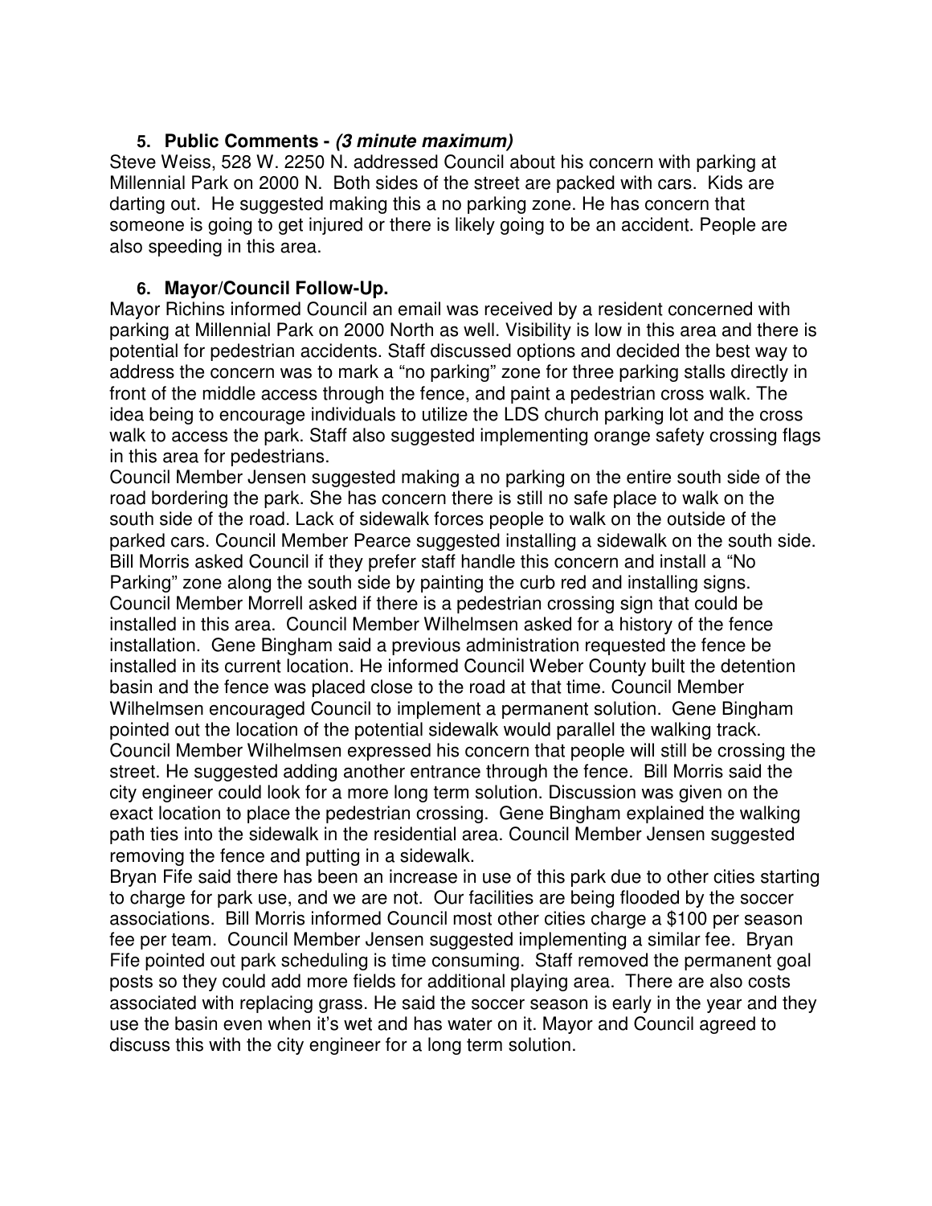### 5. Public Comments - *(3 minute maximum)*

Steve Weiss, 528 W. 2250 N. addressed Council about his concern with parking at Millennial Park on 2000 N. Both sides of the street are packed with cars. Kids are darting out. He suggested making this a no parking zone. He has concern that someone is going to get injured or there is likely going to be an accident. People are also speeding in this area.

### 6. Mayor/Council Follow-Up.

Mayor Richins informed Council an email was received by a resident concerned with parking at Millennial Park on 2000 North as well. Visibility is low in this area and there is potential for pedestrian accidents. Staff discussed options and decided the best way to address the concern was to mark a "no parking" zone for three parking stalls directly in front of the middle access through the fence, and paint a pedestrian cross walk. The idea being to encourage individuals to utilize the LDS church parking lot and the cross walk to access the park. Staff also suggested implementing orange safety crossing flags in this area for pedestrians.

Council Member Jensen suggested making a no parking on the entire south side of the road bordering the park. She has concern there is still no safe place to walk on the south side of the road. Lack of sidewalk forces people to walk on the outside of the parked cars. Council Member Pearce suggested installing a sidewalk on the south side. Bill Morris asked Council if they prefer staff handle this concern and install a "No Parking" zone along the south side by painting the curb red and installing signs. Council Member Morrell asked if there is a pedestrian crossing sign that could be installed in this area. Council Member Wilhelmsen asked for a history of the fence installation. Gene Bingham said a previous administration requested the fence be installed in its current location. He informed Council Weber County built the detention basin and the fence was placed close to the road at that time. Council Member Wilhelmsen encouraged Council to implement a permanent solution. Gene Bingham pointed out the location of the potential sidewalk would parallel the walking track. Council Member Wilhelmsen expressed his concern that people will still be crossing the street. He suggested adding another entrance through the fence. Bill Morris said the city engineer could look for a more long term solution. Discussion was given on the exact location to place the pedestrian crossing. Gene Bingham explained the walking path ties into the sidewalk in the residential area. Council Member Jensen suggested removing the fence and putting in a sidewalk.

Bryan Fife said there has been an increase in use of this park due to other cities starting to charge for park use, and we are not. Our facilities are being flooded by the soccer associations. Bill Morris informed Council most other cities charge a $100 per season fee per team. Council Member Jensen suggested implementing a similar fee. Bryan Fife pointed out park scheduling is time consuming. Staff removed the permanent goal posts so they could add more fields for additional playing area. There are also costs associated with replacing grass. He said the soccer season is early in the year and they use the basin even when it's wet and has water on it. Mayor and Council agreed to discuss this with the city engineer for a long term solution.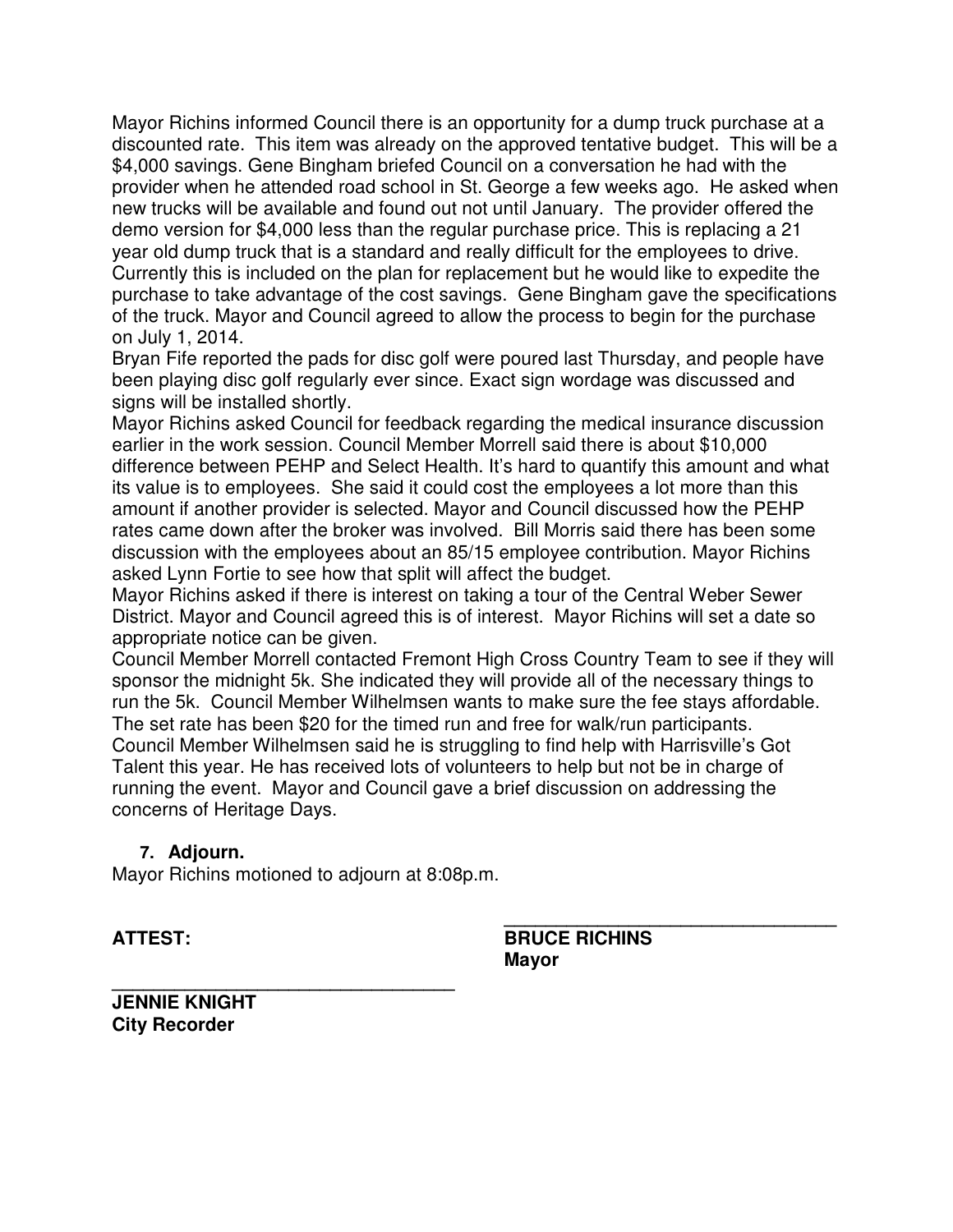Mayor Richins informed Council there is an opportunity for a dump truck purchase at a discounted rate. This item was already on the approved tentative budget. This will be a $4,000 savings. Gene Bingham briefed Council on a conversation he had with the provider when he attended road school in St. George a few weeks ago. He asked when new trucks will be available and found out not until January. The provider offered the demo version for $4,000 less than the regular purchase price. This is replacing a 21 year old dump truck that is a standard and really difficult for the employees to drive. Currently this is included on the plan for replacement but he would like to expedite the purchase to take advantage of the cost savings. Gene Bingham gave the specifications of the truck. Mayor and Council agreed to allow the process to begin for the purchase on July 1, 2014.

Bryan Fife reported the pads for disc golf were poured last Thursday, and people have been playing disc golf regularly ever since. Exact sign wordage was discussed and signs will be installed shortly.

Mayor Richins asked Council for feedback regarding the medical insurance discussion earlier in the work session. Council Member Morrell said there is about $10,000 difference between PEHP and Select Health. It's hard to quantify this amount and what its value is to employees. She said it could cost the employees a lot more than this amount if another provider is selected. Mayor and Council discussed how the PEHP rates came down after the broker was involved. Bill Morris said there has been some discussion with the employees about an 85/15 employee contribution. Mayor Richins asked Lynn Fortie to see how that split will affect the budget.

Mayor Richins asked if there is interest on taking a tour of the Central Weber Sewer District. Mayor and Council agreed this is of interest. Mayor Richins will set a date so appropriate notice can be given.

Council Member Morrell contacted Fremont High Cross Country Team to see if they will sponsor the midnight 5k. She indicated they will provide all of the necessary things to run the 5k. Council Member Wilhelmsen wants to make sure the fee stays affordable. The set rate has been $20 for the timed run and free for walk/run participants.

Council Member Wilhelmsen said he is struggling to find help with Harrisville's Got Talent this year. He has received lots of volunteers to help but not be in charge of running the event. Mayor and Council gave a brief discussion on addressing the concerns of Heritage Days.

**7. Adjourn.**

Mayor Richins motioned to adjourn at 8:08p.m.

**ATTEST:**

\_\_\_\_\_\_\_\_\_\_\_\_\_\_\_\_\_\_\_\_\_\_\_\_\_\_\_\_\_\_\_\_\_\_
**BRUCE RICHINS**
**Mayor**

\_\_\_\_\_\_\_\_\_\_\_\_\_\_\_\_\_\_\_\_\_\_\_\_\_\_\_\_\_\_\_\_\_\_
**JENNIE KNIGHT**
**City Recorder**